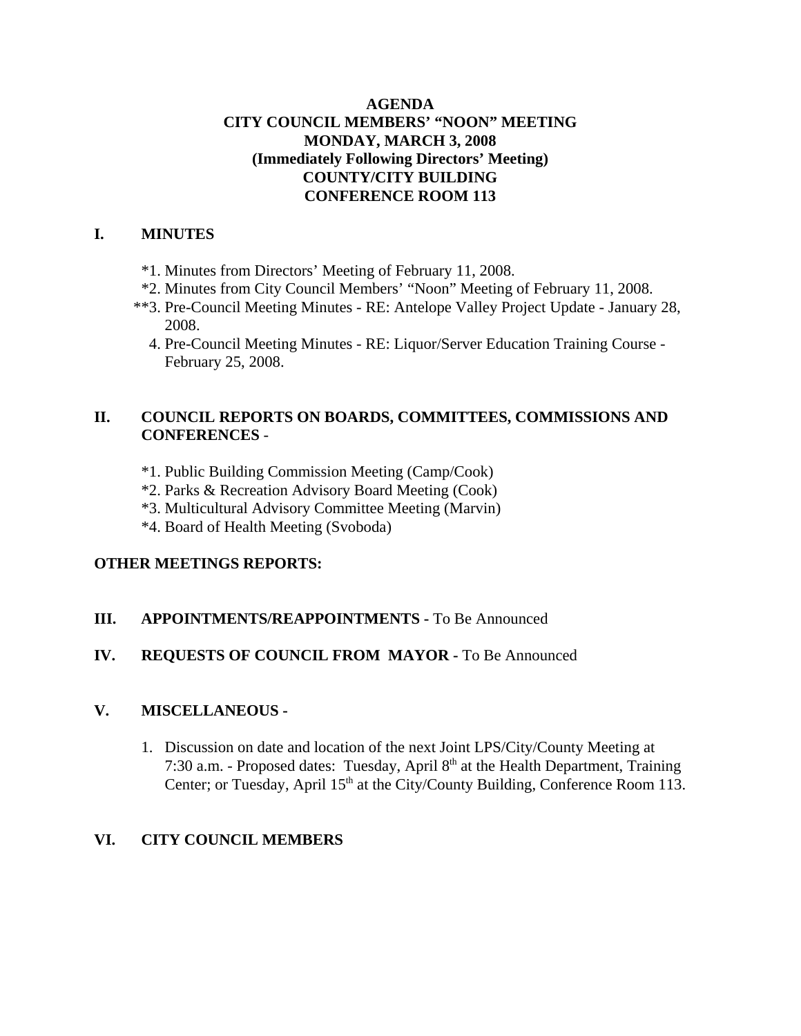**AGENDA**
**CITY COUNCIL MEMBERS' "NOON" MEETING**
**MONDAY, MARCH 3, 2008**
**(Immediately Following Directors' Meeting)**
**COUNTY/CITY BUILDING**
**CONFERENCE ROOM 113**

## I. MINUTES

*1. Minutes from Directors' Meeting of February 11, 2008.
*2. Minutes from City Council Members' "Noon" Meeting of February 11, 2008.
**3. Pre-Council Meeting Minutes - RE: Antelope Valley Project Update - January 28, 2008.
4. Pre-Council Meeting Minutes - RE: Liquor/Server Education Training Course - February 25, 2008.

## II. COUNCIL REPORTS ON BOARDS, COMMITTEES, COMMISSIONS AND CONFERENCES -

*1. Public Building Commission Meeting (Camp/Cook)
*2. Parks & Recreation Advisory Board Meeting (Cook)
*3. Multicultural Advisory Committee Meeting (Marvin)
*4. Board of Health Meeting (Svoboda)

**OTHER MEETINGS REPORTS:**

## III. APPOINTMENTS/REAPPOINTMENTS - To Be Announced

## IV. REQUESTS OF COUNCIL FROM MAYOR - To Be Announced

## V. MISCELLANEOUS -

1. Discussion on date and location of the next Joint LPS/City/County Meeting at 7:30 a.m. - Proposed dates: Tuesday, April 8th at the Health Department, Training Center; or Tuesday, April 15th at the City/County Building, Conference Room 113.

## VI. CITY COUNCIL MEMBERS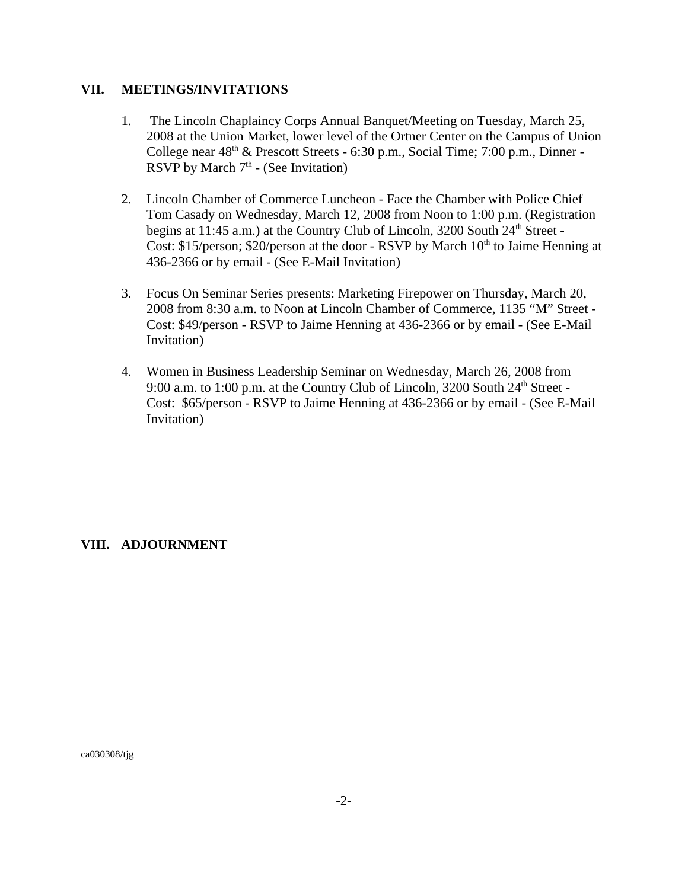## VII. MEETINGS/INVITATIONS

1. The Lincoln Chaplaincy Corps Annual Banquet/Meeting on Tuesday, March 25, 2008 at the Union Market, lower level of the Ortner Center on the Campus of Union College near 48th & Prescott Streets - 6:30 p.m., Social Time; 7:00 p.m., Dinner - RSVP by March 7th - (See Invitation)

2. Lincoln Chamber of Commerce Luncheon - Face the Chamber with Police Chief Tom Casady on Wednesday, March 12, 2008 from Noon to 1:00 p.m. (Registration begins at 11:45 a.m.) at the Country Club of Lincoln, 3200 South 24th Street - Cost: $15/person; $20/person at the door - RSVP by March 10th to Jaime Henning at 436-2366 or by email - (See E-Mail Invitation)

3. Focus On Seminar Series presents: Marketing Firepower on Thursday, March 20, 2008 from 8:30 a.m. to Noon at Lincoln Chamber of Commerce, 1135 "M" Street - Cost: $49/person - RSVP to Jaime Henning at 436-2366 or by email - (See E-Mail Invitation)

4. Women in Business Leadership Seminar on Wednesday, March 26, 2008 from 9:00 a.m. to 1:00 p.m. at the Country Club of Lincoln, 3200 South 24th Street - Cost: $65/person - RSVP to Jaime Henning at 436-2366 or by email - (See E-Mail Invitation)

## VIII. ADJOURNMENT

ca030308/tjg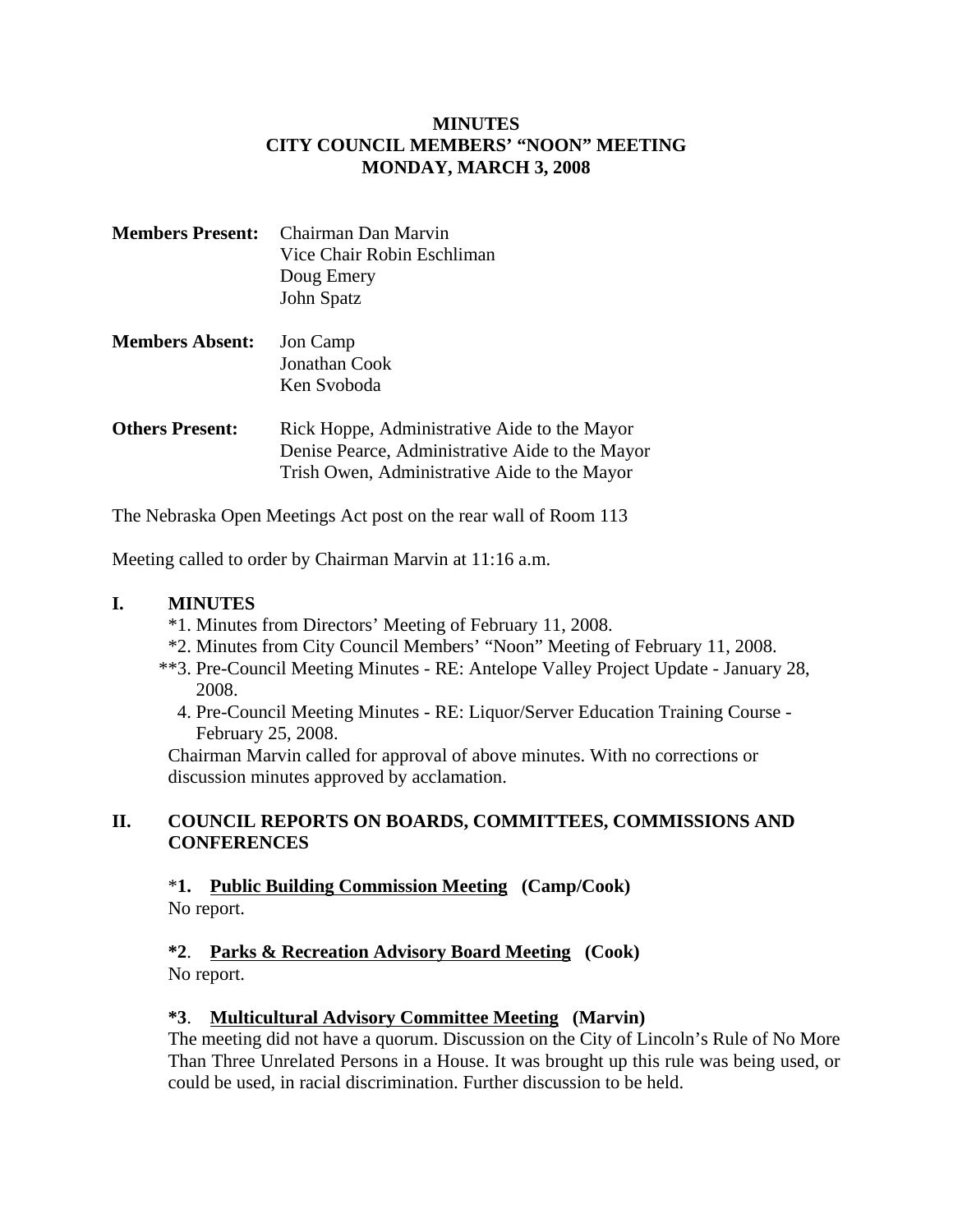**MINUTES**
**CITY COUNCIL MEMBERS' "NOON" MEETING**
**MONDAY, MARCH 3, 2008**

**Members Present:** Chairman Dan Marvin
Vice Chair Robin Eschliman
Doug Emery
John Spatz

**Members Absent:** Jon Camp
Jonathan Cook
Ken Svoboda

**Others Present:** Rick Hoppe, Administrative Aide to the Mayor
Denise Pearce, Administrative Aide to the Mayor
Trish Owen, Administrative Aide to the Mayor

The Nebraska Open Meetings Act post on the rear wall of Room 113

Meeting called to order by Chairman Marvin at 11:16 a.m.

## I. MINUTES

*1. Minutes from Directors' Meeting of February 11, 2008.
*2. Minutes from City Council Members' "Noon" Meeting of February 11, 2008.
**3. Pre-Council Meeting Minutes - RE: Antelope Valley Project Update - January 28, 2008.
4. Pre-Council Meeting Minutes - RE: Liquor/Server Education Training Course - February 25, 2008.

Chairman Marvin called for approval of above minutes. With no corrections or discussion minutes approved by acclamation.

## II. COUNCIL REPORTS ON BOARDS, COMMITTEES, COMMISSIONS AND CONFERENCES

*__1. Public Building Commission Meeting__ **(Camp/Cook)**
No report.

**\*2. Parks & Recreation Advisory Board Meeting (Cook)**
No report.

**\*3. Multicultural Advisory Committee Meeting (Marvin)**
The meeting did not have a quorum. Discussion on the City of Lincoln's Rule of No More Than Three Unrelated Persons in a House. It was brought up this rule was being used, or could be used, in racial discrimination. Further discussion to be held.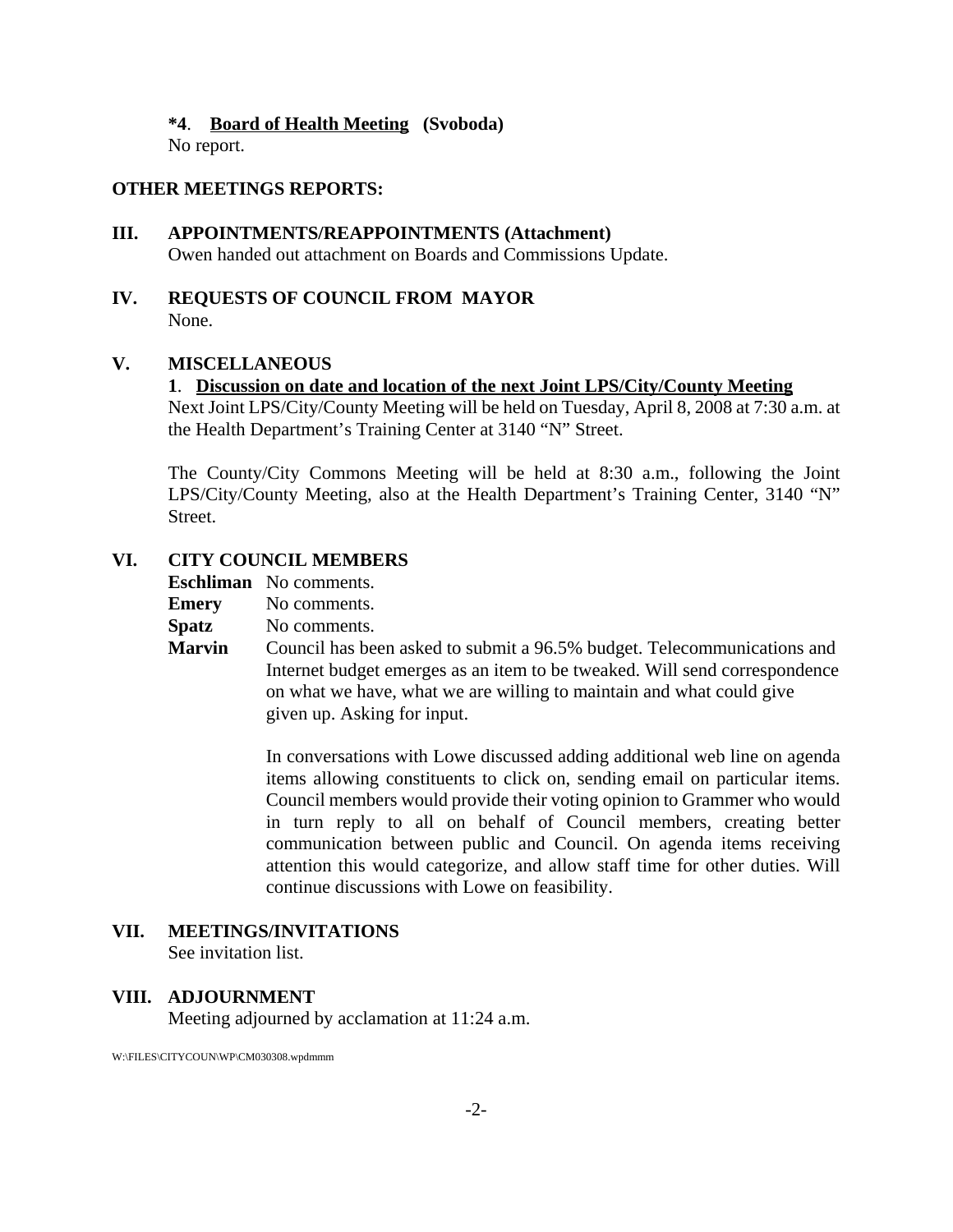**\*4**. **Board of Health Meeting** **(Svoboda)**
No report.

**OTHER MEETINGS REPORTS:**

## III. APPOINTMENTS/REAPPOINTMENTS (Attachment)

Owen handed out attachment on Boards and Commissions Update.

## IV. REQUESTS OF COUNCIL FROM MAYOR

None.

## V. MISCELLANEOUS

**1**. **Discussion on date and location of the next Joint LPS/City/County Meeting**
Next Joint LPS/City/County Meeting will be held on Tuesday, April 8, 2008 at 7:30 a.m. at the Health Department's Training Center at 3140 "N" Street.

The County/City Commons Meeting will be held at 8:30 a.m., following the Joint LPS/City/County Meeting, also at the Health Department's Training Center, 3140 "N" Street.

## VI. CITY COUNCIL MEMBERS

**Eschliman** No comments.

**Emery** No comments.

**Spatz** No comments.

**Marvin** Council has been asked to submit a 96.5% budget. Telecommunications and Internet budget emerges as an item to be tweaked. Will send correspondence on what we have, what we are willing to maintain and what could give given up. Asking for input.

In conversations with Lowe discussed adding additional web line on agenda items allowing constituents to click on, sending email on particular items. Council members would provide their voting opinion to Grammer who would in turn reply to all on behalf of Council members, creating better communication between public and Council. On agenda items receiving attention this would categorize, and allow staff time for other duties. Will continue discussions with Lowe on feasibility.

## VII. MEETINGS/INVITATIONS

See invitation list.

## VIII. ADJOURNMENT

Meeting adjourned by acclamation at 11:24 a.m.

W:\FILES\CITYCOUN\WP\CM030308.wpdmmm